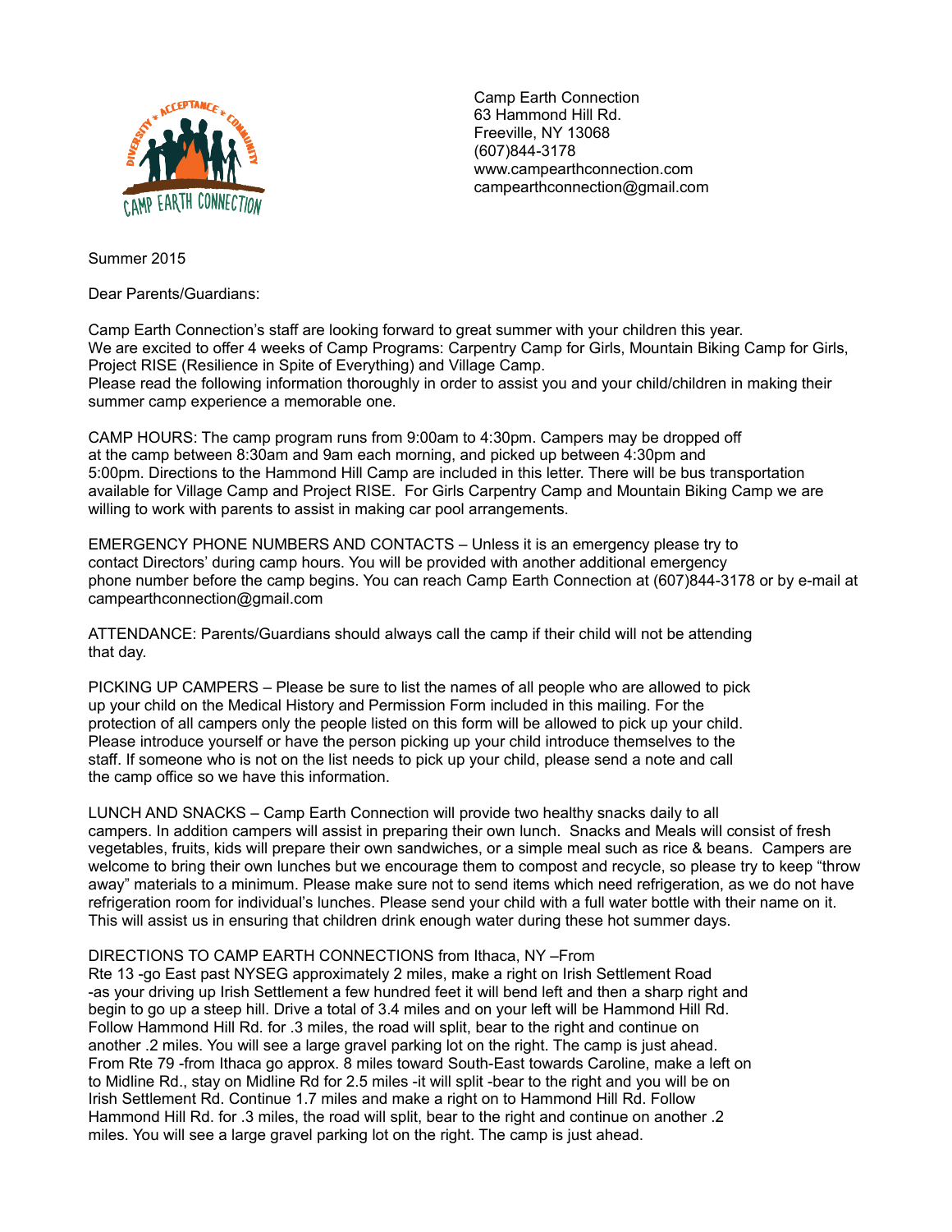Camp Earth Connection
63 Hammond Hill Rd.
Freeville, NY 13068
(607)844-3178
www.campearthconnection.com
campearthconnection@gmail.com

Summer 2015

Dear Parents/Guardians:

Camp Earth Connection's staff are looking forward to great summer with your children this year. We are excited to offer 4 weeks of Camp Programs: Carpentry Camp for Girls, Mountain Biking Camp for Girls, Project RISE (Resilience in Spite of Everything) and Village Camp. Please read the following information thoroughly in order to assist you and your child/children in making their summer camp experience a memorable one.

CAMP HOURS: The camp program runs from 9:00am to 4:30pm. Campers may be dropped off at the camp between 8:30am and 9am each morning, and picked up between 4:30pm and 5:00pm. Directions to the Hammond Hill Camp are included in this letter. There will be bus transportation available for Village Camp and Project RISE. For Girls Carpentry Camp and Mountain Biking Camp we are willing to work with parents to assist in making car pool arrangements.

EMERGENCY PHONE NUMBERS AND CONTACTS – Unless it is an emergency please try to contact Directors' during camp hours. You will be provided with another additional emergency phone number before the camp begins. You can reach Camp Earth Connection at (607)844-3178 or by e-mail at campearthconnection@gmail.com

ATTENDANCE: Parents/Guardians should always call the camp if their child will not be attending that day.

PICKING UP CAMPERS – Please be sure to list the names of all people who are allowed to pick up your child on the Medical History and Permission Form included in this mailing. For the protection of all campers only the people listed on this form will be allowed to pick up your child. Please introduce yourself or have the person picking up your child introduce themselves to the staff. If someone who is not on the list needs to pick up your child, please send a note and call the camp office so we have this information.

LUNCH AND SNACKS – Camp Earth Connection will provide two healthy snacks daily to all campers. In addition campers will assist in preparing their own lunch. Snacks and Meals will consist of fresh vegetables, fruits, kids will prepare their own sandwiches, or a simple meal such as rice & beans. Campers are welcome to bring their own lunches but we encourage them to compost and recycle, so please try to keep "throw away" materials to a minimum. Please make sure not to send items which need refrigeration, as we do not have refrigeration room for individual's lunches. Please send your child with a full water bottle with their name on it. This will assist us in ensuring that children drink enough water during these hot summer days.

DIRECTIONS TO CAMP EARTH CONNECTIONS from Ithaca, NY –From Rte 13 -go East past NYSEG approximately 2 miles, make a right on Irish Settlement Road -as your driving up Irish Settlement a few hundred feet it will bend left and then a sharp right and begin to go up a steep hill. Drive a total of 3.4 miles and on your left will be Hammond Hill Rd. Follow Hammond Hill Rd. for .3 miles, the road will split, bear to the right and continue on another .2 miles. You will see a large gravel parking lot on the right. The camp is just ahead. From Rte 79 -from Ithaca go approx. 8 miles toward South-East towards Caroline, make a left on to Midline Rd., stay on Midline Rd for 2.5 miles -it will split -bear to the right and you will be on Irish Settlement Rd. Continue 1.7 miles and make a right on to Hammond Hill Rd. Follow Hammond Hill Rd. for .3 miles, the road will split, bear to the right and continue on another .2 miles. You will see a large gravel parking lot on the right. The camp is just ahead.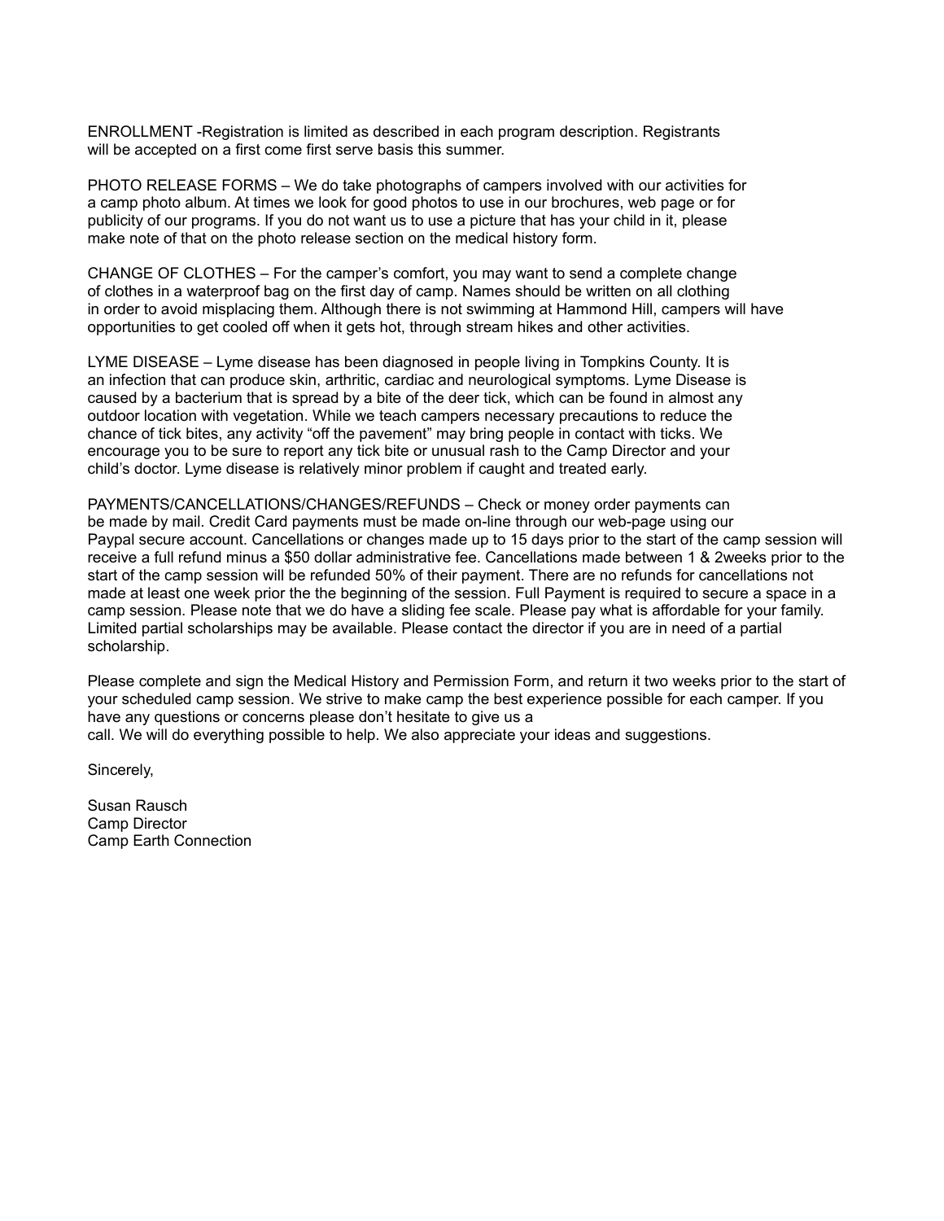ENROLLMENT -Registration is limited as described in each program description. Registrants will be accepted on a first come first serve basis this summer.

PHOTO RELEASE FORMS – We do take photographs of campers involved with our activities for a camp photo album. At times we look for good photos to use in our brochures, web page or for publicity of our programs. If you do not want us to use a picture that has your child in it, please make note of that on the photo release section on the medical history form.

CHANGE OF CLOTHES – For the camper's comfort, you may want to send a complete change of clothes in a waterproof bag on the first day of camp. Names should be written on all clothing in order to avoid misplacing them. Although there is not swimming at Hammond Hill, campers will have opportunities to get cooled off when it gets hot, through stream hikes and other activities.

LYME DISEASE – Lyme disease has been diagnosed in people living in Tompkins County. It is an infection that can produce skin, arthritic, cardiac and neurological symptoms. Lyme Disease is caused by a bacterium that is spread by a bite of the deer tick, which can be found in almost any outdoor location with vegetation. While we teach campers necessary precautions to reduce the chance of tick bites, any activity "off the pavement" may bring people in contact with ticks. We encourage you to be sure to report any tick bite or unusual rash to the Camp Director and your child's doctor. Lyme disease is relatively minor problem if caught and treated early.

PAYMENTS/CANCELLATIONS/CHANGES/REFUNDS – Check or money order payments can be made by mail. Credit Card payments must be made on-line through our web-page using our Paypal secure account. Cancellations or changes made up to 15 days prior to the start of the camp session will receive a full refund minus a $50 dollar administrative fee. Cancellations made between 1 & 2weeks prior to the start of the camp session will be refunded 50% of their payment. There are no refunds for cancellations not made at least one week prior the the beginning of the session. Full Payment is required to secure a space in a camp session. Please note that we do have a sliding fee scale. Please pay what is affordable for your family. Limited partial scholarships may be available. Please contact the director if you are in need of a partial scholarship.

Please complete and sign the Medical History and Permission Form, and return it two weeks prior to the start of your scheduled camp session. We strive to make camp the best experience possible for each camper. If you have any questions or concerns please don't hesitate to give us a call. We will do everything possible to help. We also appreciate your ideas and suggestions.

Sincerely,

Susan Rausch
Camp Director
Camp Earth Connection